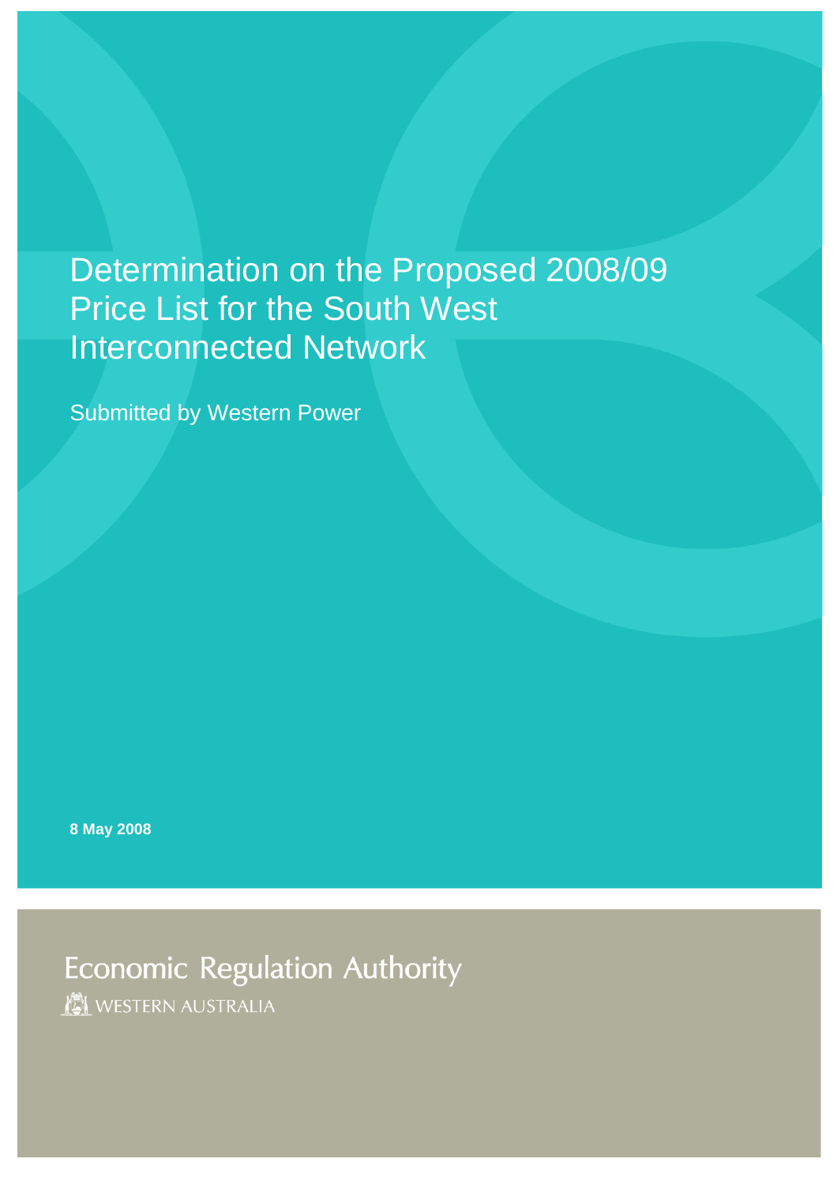# Determination on the Proposed 2008/09 Price List for the South West Interconnected Network

Submitted by Western Power

**8 May 2008**

Economic Regulation Authority

WESTERN AUSTRALIA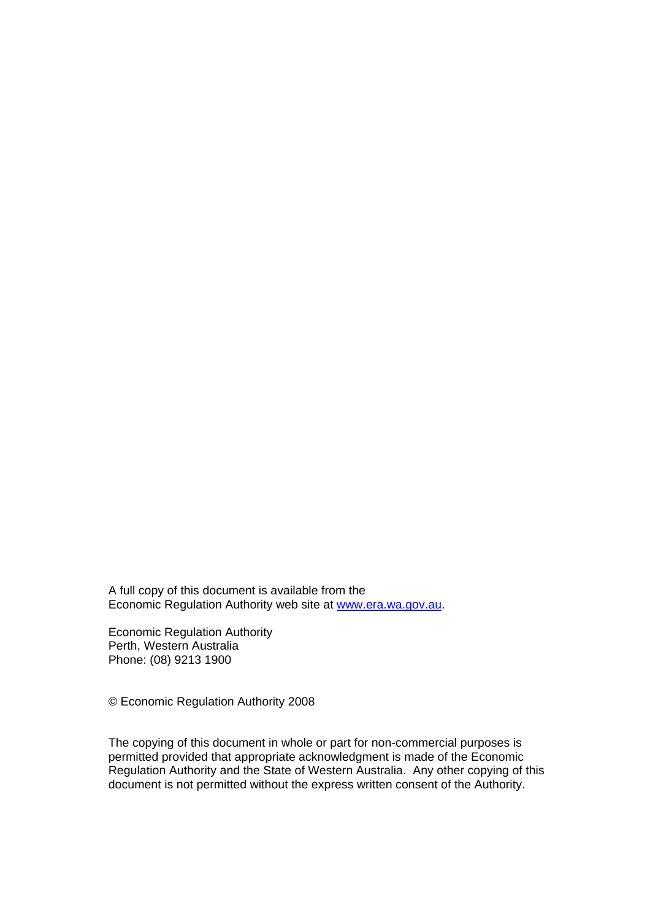A full copy of this document is available from the Economic Regulation Authority web site at [www.era.wa.gov.au](http://www.era.wa.gov.au).

Economic Regulation Authority
Perth, Western Australia
Phone: (08) 9213 1900

© Economic Regulation Authority 2008

The copying of this document in whole or part for non-commercial purposes is permitted provided that appropriate acknowledgment is made of the Economic Regulation Authority and the State of Western Australia. Any other copying of this document is not permitted without the express written consent of the Authority.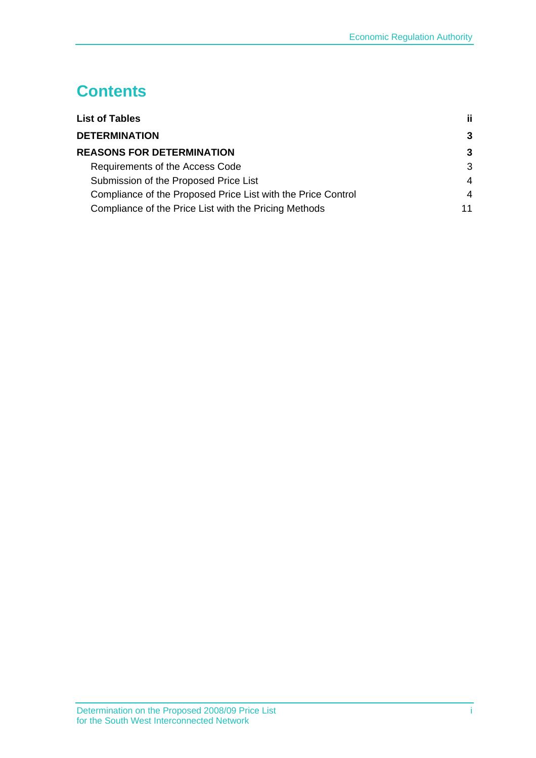# Contents

| | |
|---|---|
| **List of Tables** | **ii** |
| **DETERMINATION** | **3** |
| **REASONS FOR DETERMINATION** | **3** |
| Requirements of the Access Code | 3 |
| Submission of the Proposed Price List | 4 |
| Compliance of the Proposed Price List with the Price Control | 4 |
| Compliance of the Price List with the Pricing Methods | 11 |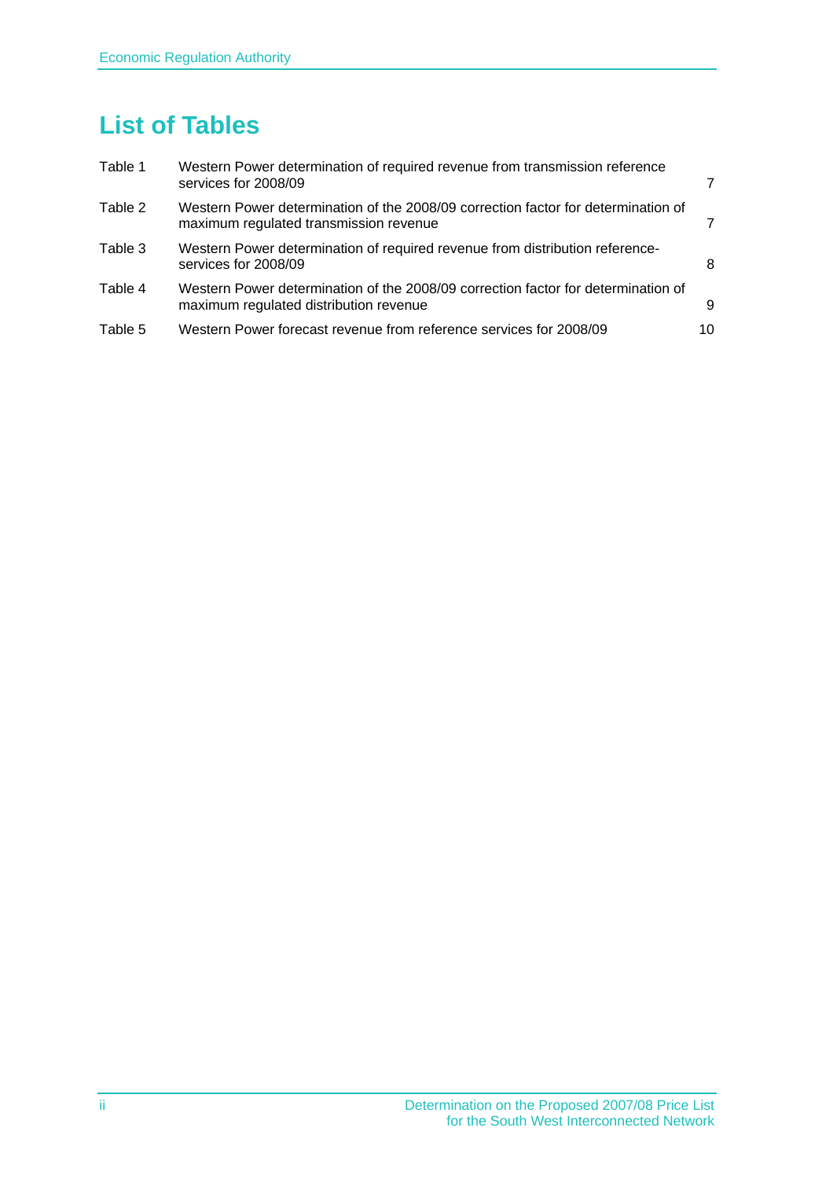# List of Tables

| | | |
|---|---|---|
| Table 1 | Western Power determination of required revenue from transmission reference services for 2008/09 | 7 |
| Table 2 | Western Power determination of the 2008/09 correction factor for determination of maximum regulated transmission revenue | 7 |
| Table 3 | Western Power determination of required revenue from distribution reference-services for 2008/09 | 8 |
| Table 4 | Western Power determination of the 2008/09 correction factor for determination of maximum regulated distribution revenue | 9 |
| Table 5 | Western Power forecast revenue from reference services for 2008/09 | 10 |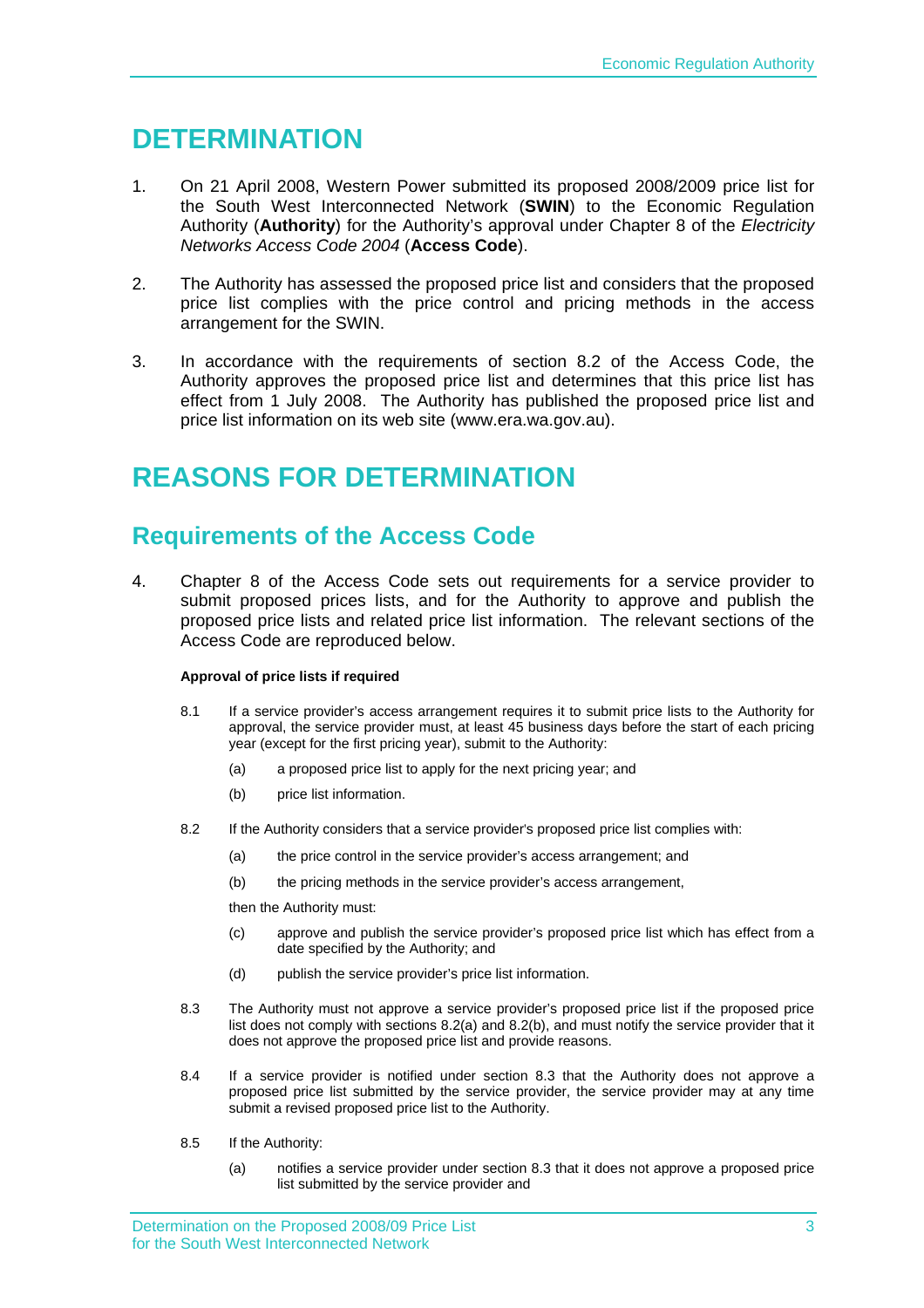// Page 5 of 13 (document edf6ab41a17e); running header and footer omitted.

# DETERMINATION

1. On 21 April 2008, Western Power submitted its proposed 2008/2009 price list for the South West Interconnected Network (**SWIN**) to the Economic Regulation Authority (**Authority**) for the Authority's approval under Chapter 8 of the *Electricity Networks Access Code 2004* (**Access Code**).

2. The Authority has assessed the proposed price list and considers that the proposed price list complies with the price control and pricing methods in the access arrangement for the SWIN.

3. In accordance with the requirements of section 8.2 of the Access Code, the Authority approves the proposed price list and determines that this price list has effect from 1 July 2008. The Authority has published the proposed price list and price list information on its web site (www.era.wa.gov.au).

# REASONS FOR DETERMINATION

## Requirements of the Access Code

4. Chapter 8 of the Access Code sets out requirements for a service provider to submit proposed prices lists, and for the Authority to approve and publish the proposed price lists and related price list information. The relevant sections of the Access Code are reproduced below.

**Approval of price lists if required**

8.1 If a service provider's access arrangement requires it to submit price lists to the Authority for approval, the service provider must, at least 45 business days before the start of each pricing year (except for the first pricing year), submit to the Authority:

(a) a proposed price list to apply for the next pricing year; and

(b) price list information.

8.2 If the Authority considers that a service provider's proposed price list complies with:

(a) the price control in the service provider's access arrangement; and

(b) the pricing methods in the service provider's access arrangement,

then the Authority must:

(c) approve and publish the service provider's proposed price list which has effect from a date specified by the Authority; and

(d) publish the service provider's price list information.

8.3 The Authority must not approve a service provider's proposed price list if the proposed price list does not comply with sections 8.2(a) and 8.2(b), and must notify the service provider that it does not approve the proposed price list and provide reasons.

8.4 If a service provider is notified under section 8.3 that the Authority does not approve a proposed price list submitted by the service provider, the service provider may at any time submit a revised proposed price list to the Authority.

8.5 If the Authority:

(a) notifies a service provider under section 8.3 that it does not approve a proposed price list submitted by the service provider and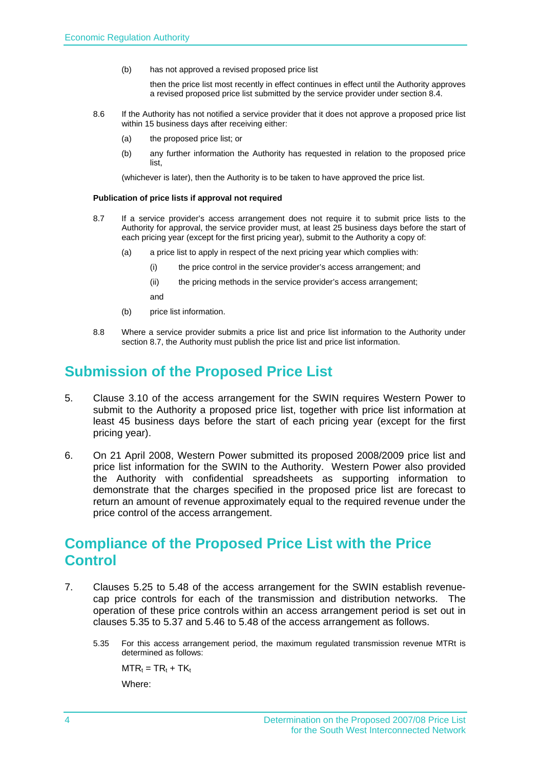(b) has not approved a revised proposed price list

then the price list most recently in effect continues in effect until the Authority approves a revised proposed price list submitted by the service provider under section 8.4.

8.6 If the Authority has not notified a service provider that it does not approve a proposed price list within 15 business days after receiving either:

(a) the proposed price list; or

(b) any further information the Authority has requested in relation to the proposed price list,

(whichever is later), then the Authority is to be taken to have approved the price list.

**Publication of price lists if approval not required**

8.7 If a service provider's access arrangement does not require it to submit price lists to the Authority for approval, the service provider must, at least 25 business days before the start of each pricing year (except for the first pricing year), submit to the Authority a copy of:

(a) a price list to apply in respect of the next pricing year which complies with:

(i) the price control in the service provider's access arrangement; and

(ii) the pricing methods in the service provider's access arrangement;

and

(b) price list information.

8.8 Where a service provider submits a price list and price list information to the Authority under section 8.7, the Authority must publish the price list and price list information.

# Submission of the Proposed Price List

5. Clause 3.10 of the access arrangement for the SWIN requires Western Power to submit to the Authority a proposed price list, together with price list information at least 45 business days before the start of each pricing year (except for the first pricing year).

6. On 21 April 2008, Western Power submitted its proposed 2008/2009 price list and price list information for the SWIN to the Authority. Western Power also provided the Authority with confidential spreadsheets as supporting information to demonstrate that the charges specified in the proposed price list are forecast to return an amount of revenue approximately equal to the required revenue under the price control of the access arrangement.

# Compliance of the Proposed Price List with the Price Control

7. Clauses 5.25 to 5.48 of the access arrangement for the SWIN establish revenue-cap price controls for each of the transmission and distribution networks. The operation of these price controls within an access arrangement period is set out in clauses 5.35 to 5.37 and 5.46 to 5.48 of the access arrangement as follows.

5.35 For this access arrangement period, the maximum regulated transmission revenue MTRt is determined as follows:

$$MTR_t = TR_t + TK_t$$

Where: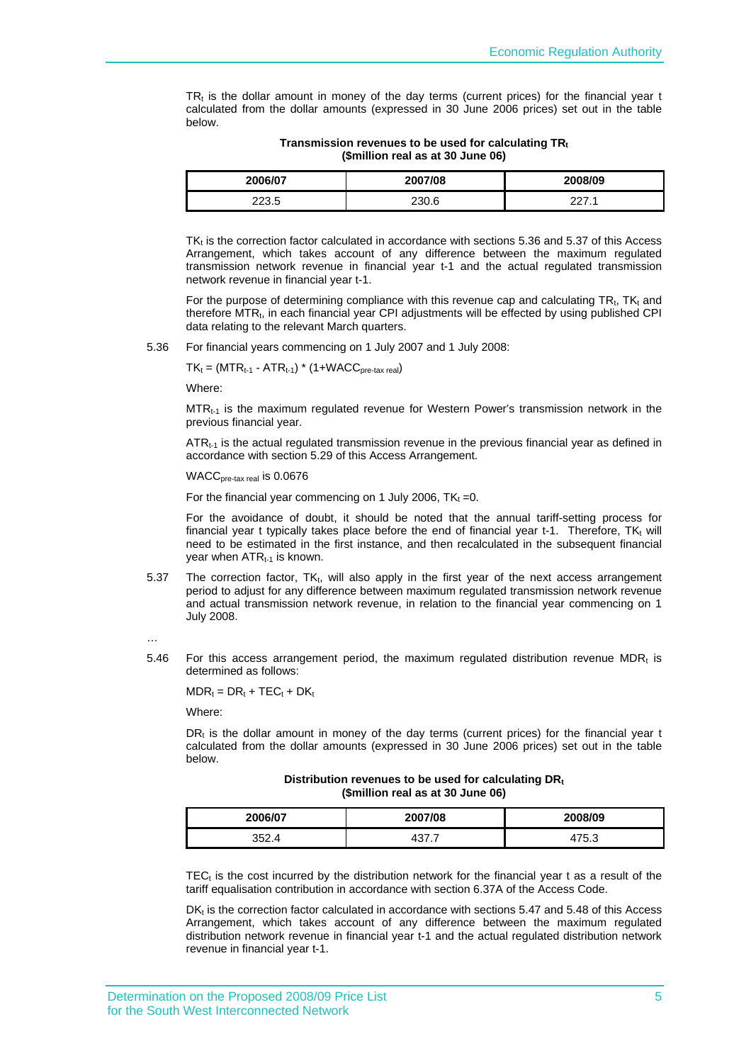$TR_t$ is the dollar amount in money of the day terms (current prices) for the financial year t calculated from the dollar amounts (expressed in 30 June 2006 prices) set out in the table below.

**Transmission revenues to be used for calculating $TR_t$ ($million real as at 30 June 06)**

| 2006/07 | 2007/08 | 2008/09 |
|---|---|---|
| 223.5 | 230.6 | 227.1 |

$TK_t$ is the correction factor calculated in accordance with sections 5.36 and 5.37 of this Access Arrangement, which takes account of any difference between the maximum regulated transmission network revenue in financial year t-1 and the actual regulated transmission network revenue in financial year t-1.

For the purpose of determining compliance with this revenue cap and calculating $TR_t$, $TK_t$ and therefore $MTR_t$, in each financial year CPI adjustments will be effected by using published CPI data relating to the relevant March quarters.

5.36 For financial years commencing on 1 July 2007 and 1 July 2008:

$$TK_t = (MTR_{t-1} - ATR_{t-1}) * (1+WACC_{\text{pre-tax real}})$$

Where:

$MTR_{t-1}$ is the maximum regulated revenue for Western Power's transmission network in the previous financial year.

$ATR_{t-1}$ is the actual regulated transmission revenue in the previous financial year as defined in accordance with section 5.29 of this Access Arrangement.

$WACC_{\text{pre-tax real}}$ is 0.0676

For the financial year commencing on 1 July 2006, $TK_t = 0$.

For the avoidance of doubt, it should be noted that the annual tariff-setting process for financial year t typically takes place before the end of financial year t-1. Therefore, $TK_t$ will need to be estimated in the first instance, and then recalculated in the subsequent financial year when $ATR_{t-1}$ is known.

5.37 The correction factor, $TK_t$, will also apply in the first year of the next access arrangement period to adjust for any difference between maximum regulated transmission network revenue and actual transmission network revenue, in relation to the financial year commencing on 1 July 2008.

…

5.46 For this access arrangement period, the maximum regulated distribution revenue $MDR_t$ is determined as follows:

$$MDR_t = DR_t + TEC_t + DK_t$$

Where:

$DR_t$ is the dollar amount in money of the day terms (current prices) for the financial year t calculated from the dollar amounts (expressed in 30 June 2006 prices) set out in the table below.

**Distribution revenues to be used for calculating $DR_t$ ($million real as at 30 June 06)**

| 2006/07 | 2007/08 | 2008/09 |
|---|---|---|
| 352.4 | 437.7 | 475.3 |

$TEC_t$ is the cost incurred by the distribution network for the financial year t as a result of the tariff equalisation contribution in accordance with section 6.37A of the Access Code.

$DK_t$ is the correction factor calculated in accordance with sections 5.47 and 5.48 of this Access Arrangement, which takes account of any difference between the maximum regulated distribution network revenue in financial year t-1 and the actual regulated distribution network revenue in financial year t-1.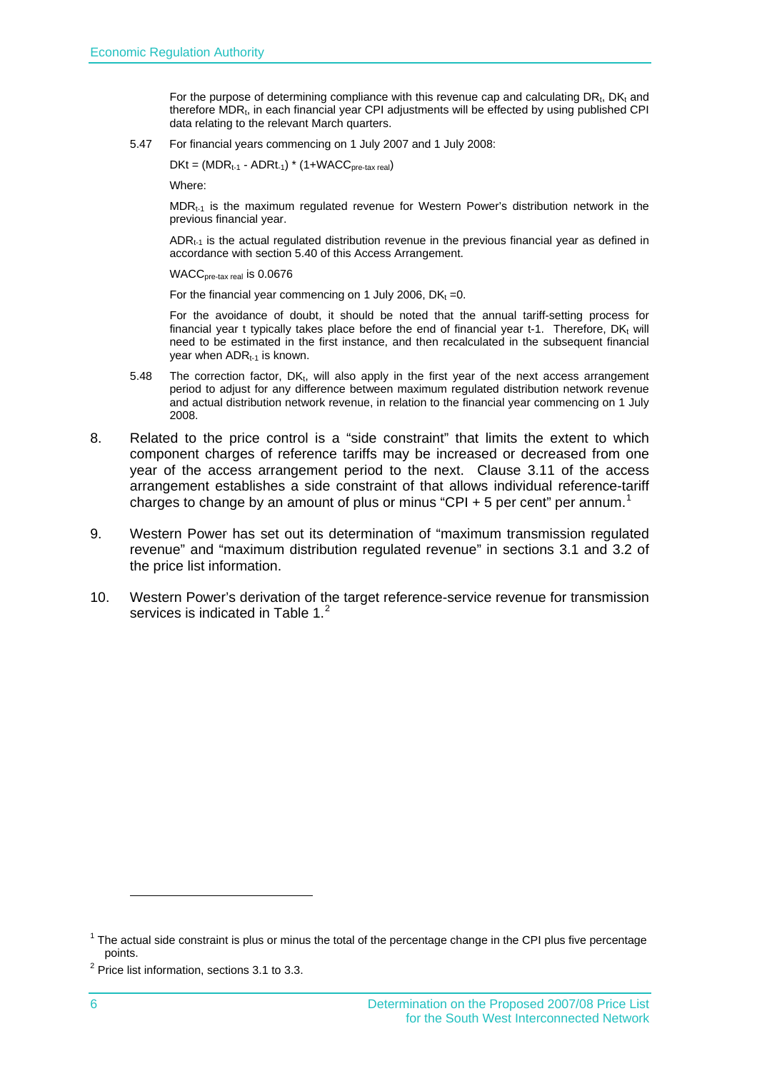For the purpose of determining compliance with this revenue cap and calculating $DR_t$, $DK_t$ and therefore $MDR_t$, in each financial year CPI adjustments will be effected by using published CPI data relating to the relevant March quarters.

5.47 For financial years commencing on 1 July 2007 and 1 July 2008:

$$DKt = (MDR_{t-1} - ADRt_{.1}) * (1+WACC_{pre\text{-}tax\ real})$$

Where:

$MDR_{t-1}$ is the maximum regulated revenue for Western Power's distribution network in the previous financial year.

$ADR_{t-1}$ is the actual regulated distribution revenue in the previous financial year as defined in accordance with section 5.40 of this Access Arrangement.

$WACC_{pre\text{-}tax\ real}$ is 0.0676

For the financial year commencing on 1 July 2006, $DK_t$ =0.

For the avoidance of doubt, it should be noted that the annual tariff-setting process for financial year t typically takes place before the end of financial year t-1. Therefore, $DK_t$ will need to be estimated in the first instance, and then recalculated in the subsequent financial year when $ADR_{t-1}$ is known.

5.48 The correction factor, $DK_t$, will also apply in the first year of the next access arrangement period to adjust for any difference between maximum regulated distribution network revenue and actual distribution network revenue, in relation to the financial year commencing on 1 July 2008.

8. Related to the price control is a "side constraint" that limits the extent to which component charges of reference tariffs may be increased or decreased from one year of the access arrangement period to the next. Clause 3.11 of the access arrangement establishes a side constraint of that allows individual reference-tariff charges to change by an amount of plus or minus "CPI + 5 per cent" per annum.[1]

9. Western Power has set out its determination of "maximum transmission regulated revenue" and "maximum distribution regulated revenue" in sections 3.1 and 3.2 of the price list information.

10. Western Power's derivation of the target reference-service revenue for transmission services is indicated in Table 1.[2]

---

[1] The actual side constraint is plus or minus the total of the percentage change in the CPI plus five percentage points.

[2] Price list information, sections 3.1 to 3.3.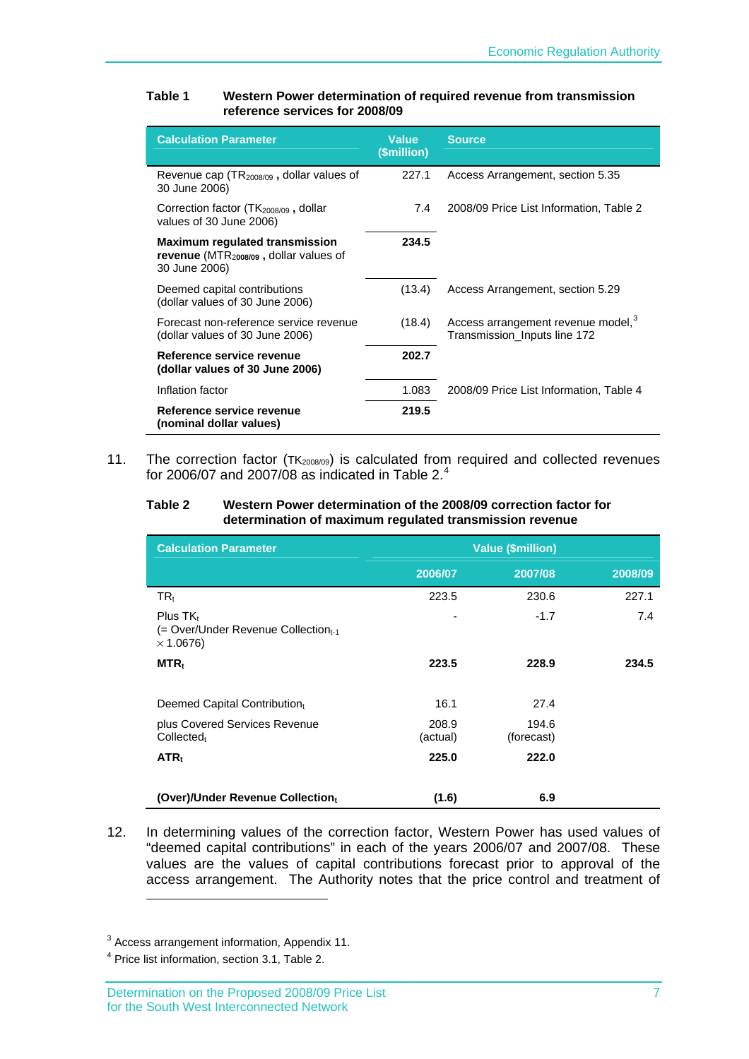**Table 1 Western Power determination of required revenue from transmission reference services for 2008/09**

| Calculation Parameter | Value ($million) | Source |
|---|---|---|
| Revenue cap ($TR_{2008/09}$, dollar values of 30 June 2006) | 227.1 | Access Arrangement, section 5.35 |
| Correction factor ($TK_{2008/09}$, dollar values of 30 June 2006) | 7.4 | 2008/09 Price List Information, Table 2 |
| **Maximum regulated transmission revenue** ($MTR_{2008/09}$, dollar values of 30 June 2006) | **234.5** | |
| Deemed capital contributions (dollar values of 30 June 2006) | (13.4) | Access Arrangement, section 5.29 |
| Forecast non-reference service revenue (dollar values of 30 June 2006) | (18.4) | Access arrangement revenue model,[3] Transmission_Inputs line 172 |
| **Reference service revenue (dollar values of 30 June 2006)** | **202.7** | |
| Inflation factor | 1.083 | 2008/09 Price List Information, Table 4 |
| **Reference service revenue (nominal dollar values)** | **219.5** | |

11. The correction factor ($TK_{2008/09}$) is calculated from required and collected revenues for 2006/07 and 2007/08 as indicated in Table 2.[4]

**Table 2 Western Power determination of the 2008/09 correction factor for determination of maximum regulated transmission revenue**

| Calculation Parameter | Value ($million) | | |
|---|---|---|---|
| | 2006/07 | 2007/08 | 2008/09 |
| $TR_t$ | 223.5 | 230.6 | 227.1 |
| Plus $TK_t$ (= Over/Under Revenue Collection$_{t-1}$ × 1.0676) | - | -1.7 | 7.4 |
| **$MTR_t$** | **223.5** | **228.9** | **234.5** |
| Deemed Capital Contribution$_t$ | 16.1 | 27.4 | |
| plus Covered Services Revenue Collected$_t$ | 208.9 (actual) | 194.6 (forecast) | |
| **$ATR_t$** | **225.0** | **222.0** | |
| **(Over)/Under Revenue Collection$_t$** | **(1.6)** | **6.9** | |

12. In determining values of the correction factor, Western Power has used values of "deemed capital contributions" in each of the years 2006/07 and 2007/08. These values are the values of capital contributions forecast prior to approval of the access arrangement. The Authority notes that the price control and treatment of

---

[3] Access arrangement information, Appendix 11.

[4] Price list information, section 3.1, Table 2.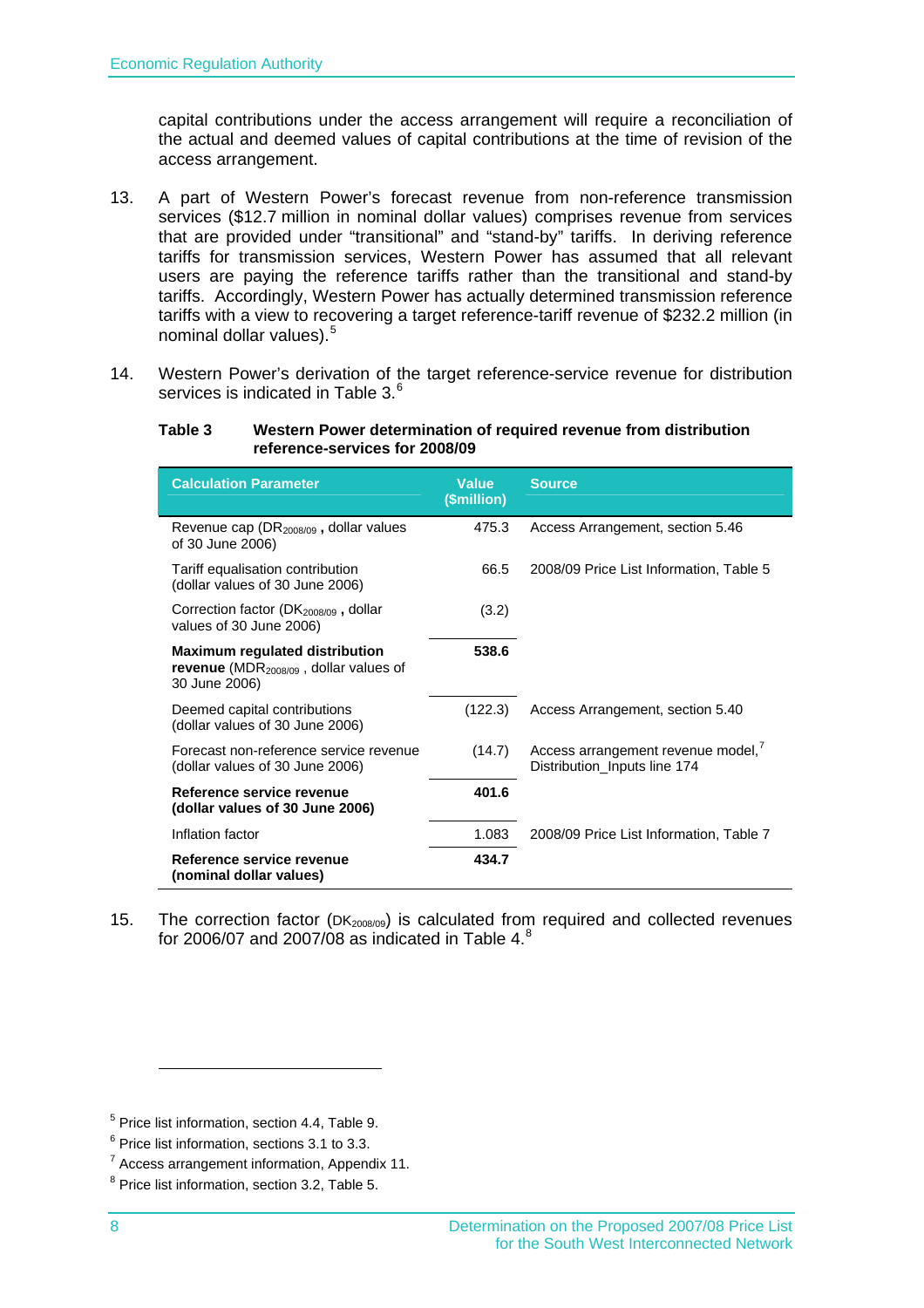capital contributions under the access arrangement will require a reconciliation of the actual and deemed values of capital contributions at the time of revision of the access arrangement.

13. A part of Western Power's forecast revenue from non-reference transmission services ($12.7 million in nominal dollar values) comprises revenue from services that are provided under "transitional" and "stand-by" tariffs. In deriving reference tariffs for transmission services, Western Power has assumed that all relevant users are paying the reference tariffs rather than the transitional and stand-by tariffs. Accordingly, Western Power has actually determined transmission reference tariffs with a view to recovering a target reference-tariff revenue of $232.2 million (in nominal dollar values).[5]

14. Western Power's derivation of the target reference-service revenue for distribution services is indicated in Table 3.[6]

**Table 3 Western Power determination of required revenue from distribution reference-services for 2008/09**

| Calculation Parameter | Value ($million) | Source |
|---|---|---|
| Revenue cap ($DR_{2008/09}$, dollar values of 30 June 2006) | 475.3 | Access Arrangement, section 5.46 |
| Tariff equalisation contribution (dollar values of 30 June 2006) | 66.5 | 2008/09 Price List Information, Table 5 |
| Correction factor ($DK_{2008/09}$, dollar values of 30 June 2006) | (3.2) | |
| **Maximum regulated distribution revenue** ($MDR_{2008/09}$, dollar values of 30 June 2006) | **538.6** | |
| Deemed capital contributions (dollar values of 30 June 2006) | (122.3) | Access Arrangement, section 5.40 |
| Forecast non-reference service revenue (dollar values of 30 June 2006) | (14.7) | Access arrangement revenue model,[7] Distribution_Inputs line 174 |
| **Reference service revenue (dollar values of 30 June 2006)** | **401.6** | |
| Inflation factor | 1.083 | 2008/09 Price List Information, Table 7 |
| **Reference service revenue (nominal dollar values)** | **434.7** | |

15. The correction factor ($DK_{2008/09}$) is calculated from required and collected revenues for 2006/07 and 2007/08 as indicated in Table 4.[8]

---

[5] Price list information, section 4.4, Table 9.

[6] Price list information, sections 3.1 to 3.3.

[7] Access arrangement information, Appendix 11.

[8] Price list information, section 3.2, Table 5.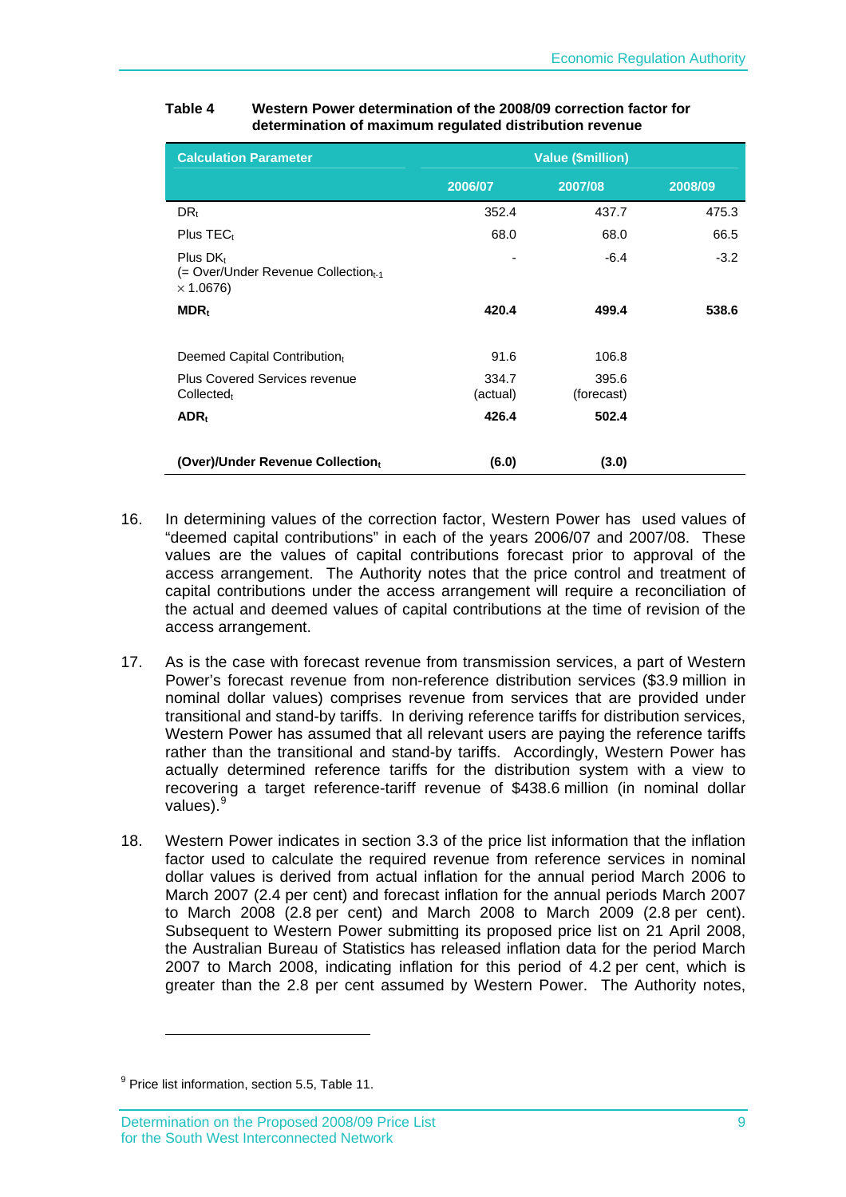**Table 4 Western Power determination of the 2008/09 correction factor for determination of maximum regulated distribution revenue**

| Calculation Parameter | Value ($million) | | |
|---|---|---|---|
| | 2006/07 | 2007/08 | 2008/09 |
| $DR_t$ | 352.4 | 437.7 | 475.3 |
| Plus $TEC_t$ | 68.0 | 68.0 | 66.5 |
| Plus $DK_t$ (= Over/Under Revenue Collection$_{t-1}$ $\times$ 1.0676) | - | -6.4 | -3.2 |
| **$MDR_t$** | **420.4** | **499.4** | **538.6** |
| | | | |
| Deemed Capital Contribution$_t$ | 91.6 | 106.8 | |
| Plus Covered Services revenue Collected$_t$ | 334.7 (actual) | 395.6 (forecast) | |
| **$ADR_t$** | **426.4** | **502.4** | |
| | | | |
| **(Over)/Under Revenue Collection$_t$** | **(6.0)** | **(3.0)** | |

16. In determining values of the correction factor, Western Power has used values of "deemed capital contributions" in each of the years 2006/07 and 2007/08. These values are the values of capital contributions forecast prior to approval of the access arrangement. The Authority notes that the price control and treatment of capital contributions under the access arrangement will require a reconciliation of the actual and deemed values of capital contributions at the time of revision of the access arrangement.

17. As is the case with forecast revenue from transmission services, a part of Western Power's forecast revenue from non-reference distribution services ($3.9 million in nominal dollar values) comprises revenue from services that are provided under transitional and stand-by tariffs. In deriving reference tariffs for distribution services, Western Power has assumed that all relevant users are paying the reference tariffs rather than the transitional and stand-by tariffs. Accordingly, Western Power has actually determined reference tariffs for the distribution system with a view to recovering a target reference-tariff revenue of $438.6 million (in nominal dollar values).[9]

18. Western Power indicates in section 3.3 of the price list information that the inflation factor used to calculate the required revenue from reference services in nominal dollar values is derived from actual inflation for the annual period March 2006 to March 2007 (2.4 per cent) and forecast inflation for the annual periods March 2007 to March 2008 (2.8 per cent) and March 2008 to March 2009 (2.8 per cent). Subsequent to Western Power submitting its proposed price list on 21 April 2008, the Australian Bureau of Statistics has released inflation data for the period March 2007 to March 2008, indicating inflation for this period of 4.2 per cent, which is greater than the 2.8 per cent assumed by Western Power. The Authority notes,

[9] Price list information, section 5.5, Table 11.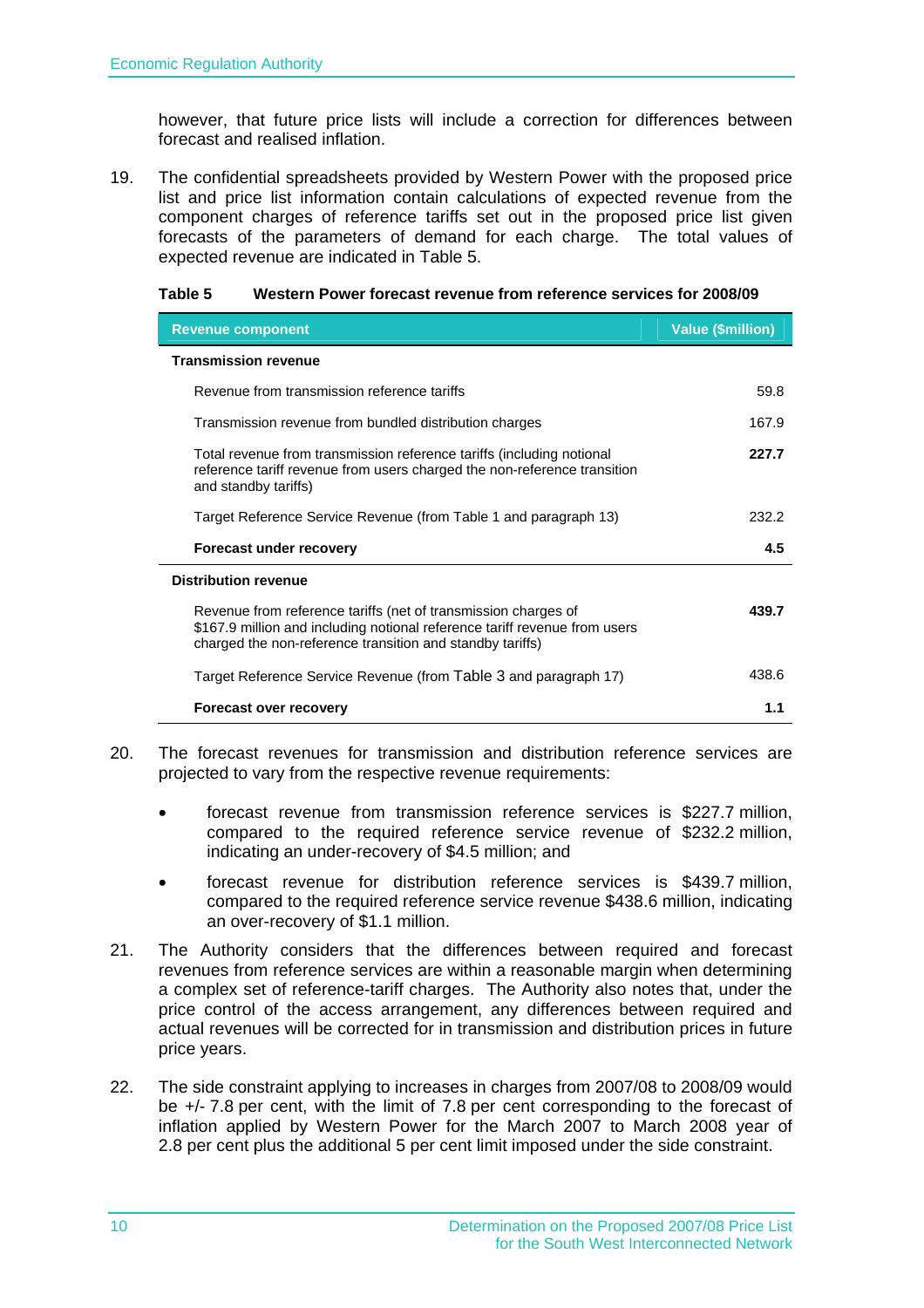however, that future price lists will include a correction for differences between forecast and realised inflation.

19. The confidential spreadsheets provided by Western Power with the proposed price list and price list information contain calculations of expected revenue from the component charges of reference tariffs set out in the proposed price list given forecasts of the parameters of demand for each charge. The total values of expected revenue are indicated in Table 5.

**Table 5 Western Power forecast revenue from reference services for 2008/09**

| Revenue component | Value ($million) |
|---|---|
| **Transmission revenue** | |
| Revenue from transmission reference tariffs | 59.8 |
| Transmission revenue from bundled distribution charges | 167.9 |
| Total revenue from transmission reference tariffs (including notional reference tariff revenue from users charged the non-reference transition and standby tariffs) | **227.7** |
| Target Reference Service Revenue (from Table 1 and paragraph 13) | 232.2 |
| **Forecast under recovery** | **4.5** |
| **Distribution revenue** | |
| Revenue from reference tariffs (net of transmission charges of $167.9 million and including notional reference tariff revenue from users charged the non-reference transition and standby tariffs) | **439.7** |
| Target Reference Service Revenue (from Table 3 and paragraph 17) | 438.6 |
| **Forecast over recovery** | **1.1** |

20. The forecast revenues for transmission and distribution reference services are projected to vary from the respective revenue requirements:

- forecast revenue from transmission reference services is $227.7 million, compared to the required reference service revenue of $232.2 million, indicating an under-recovery of $4.5 million; and
- forecast revenue for distribution reference services is $439.7 million, compared to the required reference service revenue $438.6 million, indicating an over-recovery of $1.1 million.

21. The Authority considers that the differences between required and forecast revenues from reference services are within a reasonable margin when determining a complex set of reference-tariff charges. The Authority also notes that, under the price control of the access arrangement, any differences between required and actual revenues will be corrected for in transmission and distribution prices in future price years.

22. The side constraint applying to increases in charges from 2007/08 to 2008/09 would be +/- 7.8 per cent, with the limit of 7.8 per cent corresponding to the forecast of inflation applied by Western Power for the March 2007 to March 2008 year of 2.8 per cent plus the additional 5 per cent limit imposed under the side constraint.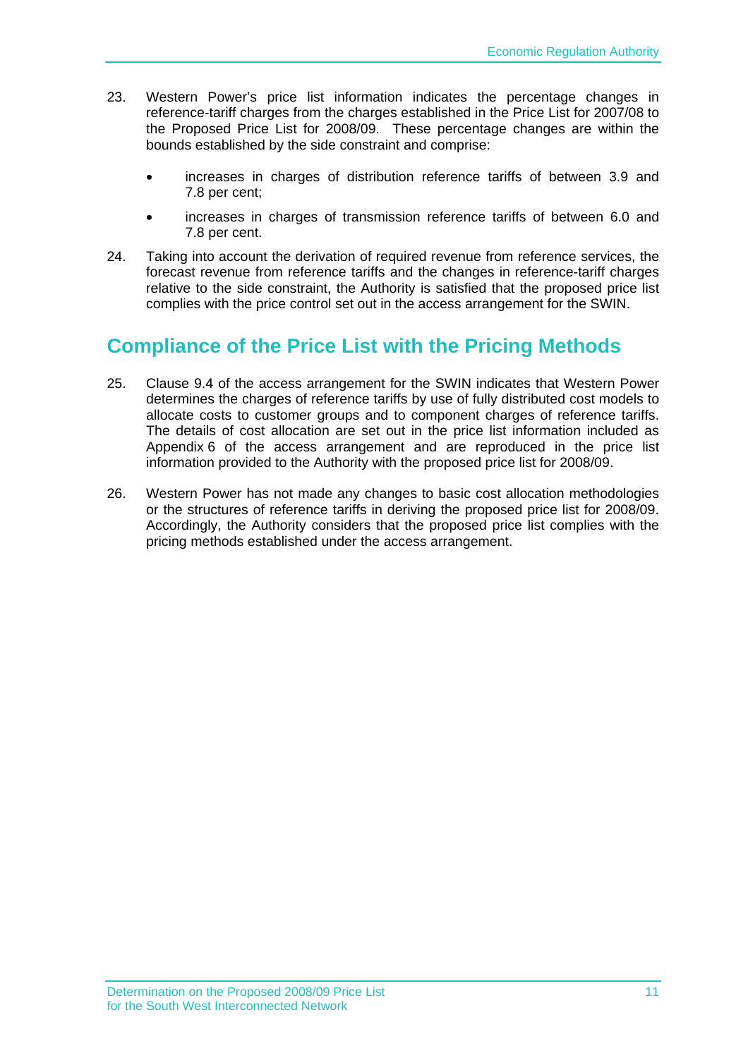23. Western Power's price list information indicates the percentage changes in reference-tariff charges from the charges established in the Price List for 2007/08 to the Proposed Price List for 2008/09. These percentage changes are within the bounds established by the side constraint and comprise:

    - increases in charges of distribution reference tariffs of between 3.9 and 7.8 per cent;
    - increases in charges of transmission reference tariffs of between 6.0 and 7.8 per cent.

24. Taking into account the derivation of required revenue from reference services, the forecast revenue from reference tariffs and the changes in reference-tariff charges relative to the side constraint, the Authority is satisfied that the proposed price list complies with the price control set out in the access arrangement for the SWIN.

## Compliance of the Price List with the Pricing Methods

25. Clause 9.4 of the access arrangement for the SWIN indicates that Western Power determines the charges of reference tariffs by use of fully distributed cost models to allocate costs to customer groups and to component charges of reference tariffs. The details of cost allocation are set out in the price list information included as Appendix 6 of the access arrangement and are reproduced in the price list information provided to the Authority with the proposed price list for 2008/09.

26. Western Power has not made any changes to basic cost allocation methodologies or the structures of reference tariffs in deriving the proposed price list for 2008/09. Accordingly, the Authority considers that the proposed price list complies with the pricing methods established under the access arrangement.